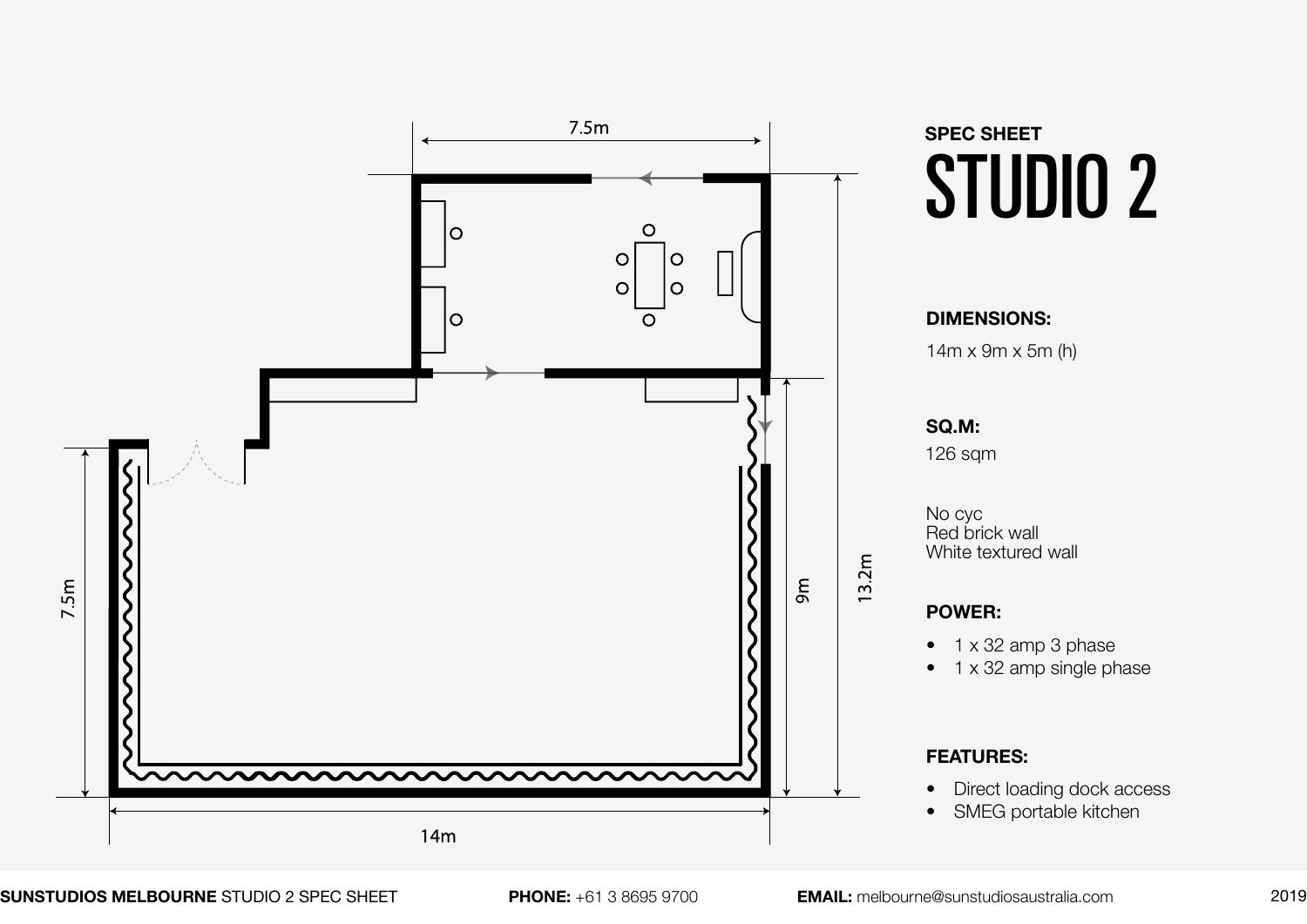## SPEC SHEET

# STUDIO 2

**DIMENSIONS:**

14m x 9m x 5m (h)

**SQ.M:**

126 sqm

No cyc
Red brick wall
White textured wall

**POWER:**

- 1 x 32 amp 3 phase
- 1 x 32 amp single phase

**FEATURES:**

- Direct loading dock access
- SMEG portable kitchen

7.5m
13.2m
9m
7.5m
14m

**SUNSTUDIOS MELBOURNE** STUDIO 2 SPEC SHEET **PHONE:** +61 3 8695 9700 **EMAIL:** melbourne@sunstudiosaustralia.com 2019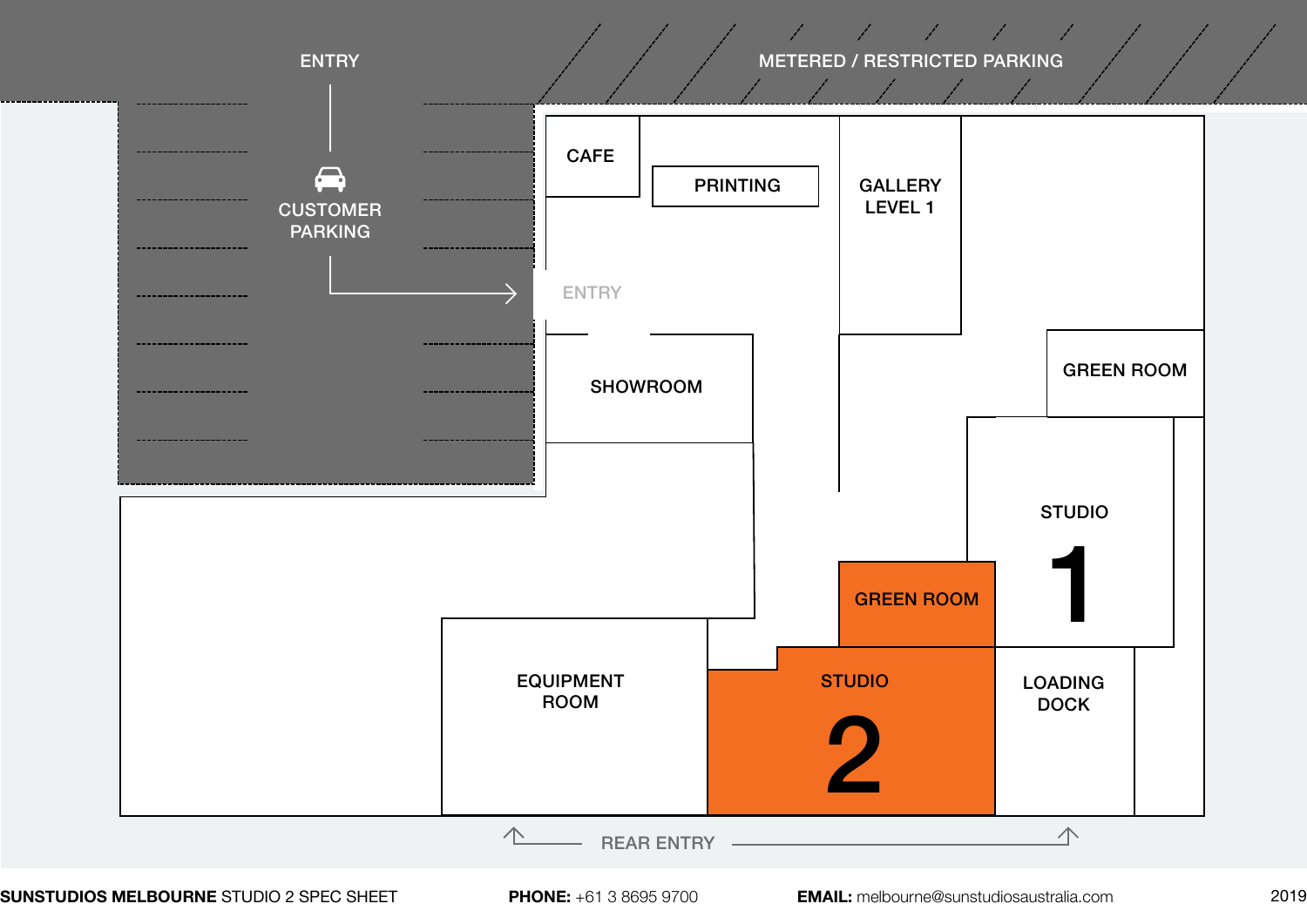ENTRY

METERED / RESTRICTED PARKING

CUSTOMER PARKING

ENTRY

CAFE

PRINTING

GALLERY LEVEL 1

SHOWROOM

GREEN ROOM

STUDIO 1

GREEN ROOM

STUDIO 2

EQUIPMENT ROOM

LOADING DOCK

REAR ENTRY

**SUNSTUDIOS MELBOURNE** STUDIO 2 SPEC SHEET

**PHONE:** +61 3 8695 9700

**EMAIL:** melbourne@sunstudiosaustralia.com

2019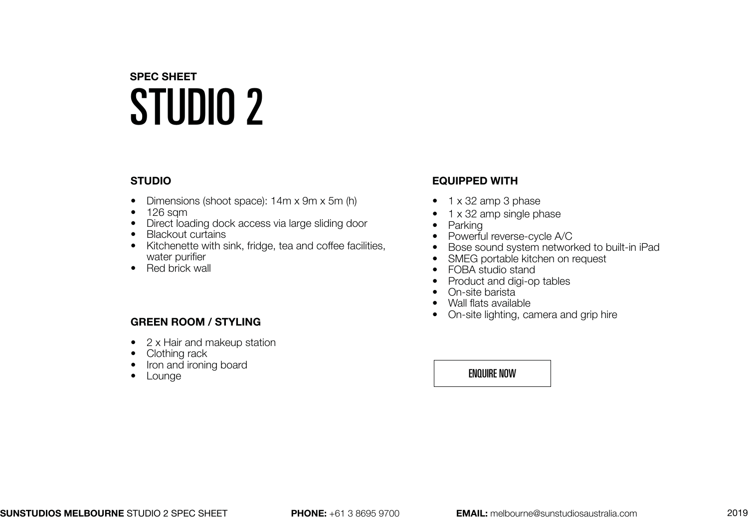**SPEC SHEET**

# STUDIO 2

### STUDIO

- Dimensions (shoot space): 14m x 9m x 5m (h)
- 126 sqm
- Direct loading dock access via large sliding door
- Blackout curtains
- Kitchenette with sink, fridge, tea and coffee facilities, water purifier
- Red brick wall

### GREEN ROOM / STYLING

- 2 x Hair and makeup station
- Clothing rack
- Iron and ironing board
- Lounge

### EQUIPPED WITH

- 1 x 32 amp 3 phase
- 1 x 32 amp single phase
- Parking
- Powerful reverse-cycle A/C
- Bose sound system networked to built-in iPad
- SMEG portable kitchen on request
- FOBA studio stand
- Product and digi-op tables
- On-site barista
- Wall flats available
- On-site lighting, camera and grip hire

ENQUIRE NOW

**SUNSTUDIOS MELBOURNE** STUDIO 2 SPEC SHEET **PHONE:** +61 3 8695 9700 **EMAIL:** melbourne@sunstudiosaustralia.com 2019